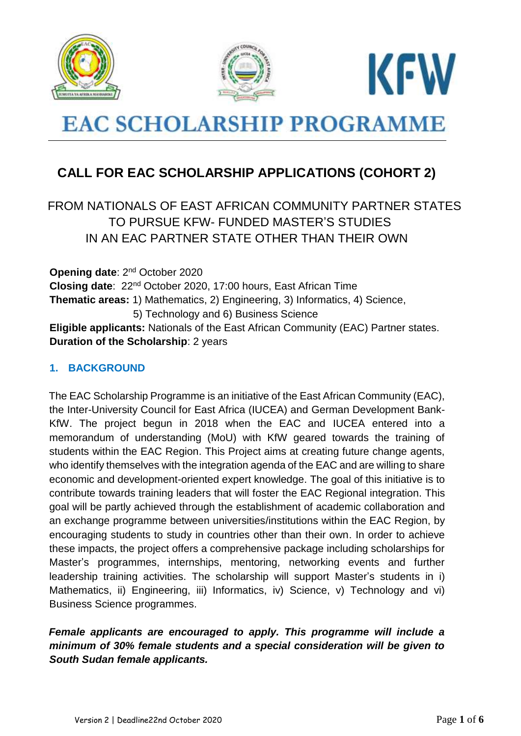# EAC SCHOLARSHIP PROGRAMME

## CALL FOR EAC SCHOLARSHIP APPLICATIONS (COHORT 2)

FROM NATIONALS OF EAST AFRICAN COMMUNITY PARTNER STATES TO PURSUE KFW- FUNDED MASTER'S STUDIES IN AN EAC PARTNER STATE OTHER THAN THEIR OWN

**Opening date**: 2nd October 2020
**Closing date**: 22nd October 2020, 17:00 hours, East African Time
**Thematic areas:** 1) Mathematics, 2) Engineering, 3) Informatics, 4) Science, 5) Technology and 6) Business Science
**Eligible applicants:** Nationals of the East African Community (EAC) Partner states.
**Duration of the Scholarship**: 2 years

### 1. BACKGROUND

The EAC Scholarship Programme is an initiative of the East African Community (EAC), the Inter-University Council for East Africa (IUCEA) and German Development Bank-KfW. The project begun in 2018 when the EAC and IUCEA entered into a memorandum of understanding (MoU) with KfW geared towards the training of students within the EAC Region. This Project aims at creating future change agents, who identify themselves with the integration agenda of the EAC and are willing to share economic and development-oriented expert knowledge. The goal of this initiative is to contribute towards training leaders that will foster the EAC Regional integration. This goal will be partly achieved through the establishment of academic collaboration and an exchange programme between universities/institutions within the EAC Region, by encouraging students to study in countries other than their own. In order to achieve these impacts, the project offers a comprehensive package including scholarships for Master's programmes, internships, mentoring, networking events and further leadership training activities. The scholarship will support Master's students in i) Mathematics, ii) Engineering, iii) Informatics, iv) Science, v) Technology and vi) Business Science programmes.

***Female applicants are encouraged to apply. This programme will include a minimum of 30% female students and a special consideration will be given to South Sudan female applicants.***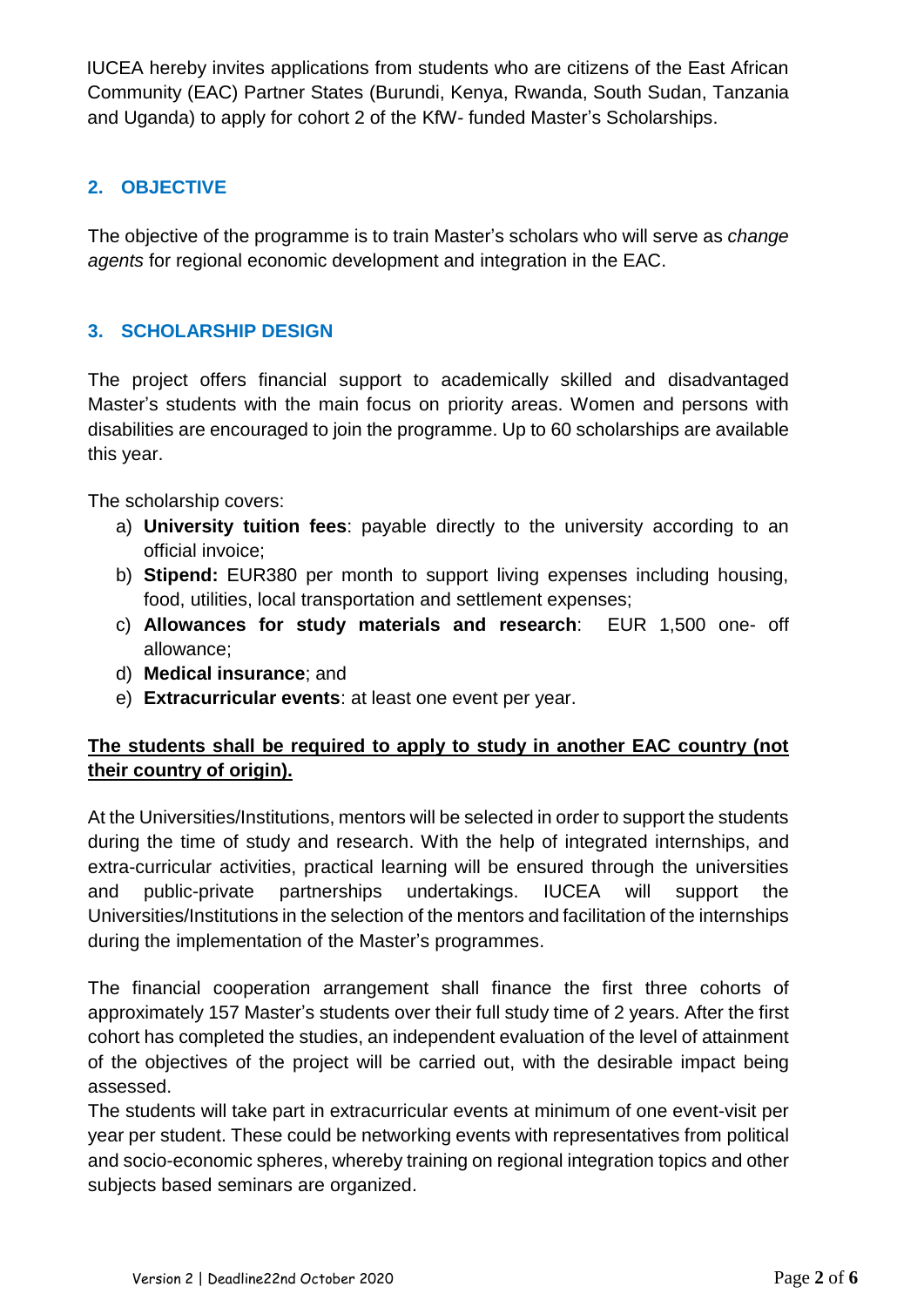IUCEA hereby invites applications from students who are citizens of the East African Community (EAC) Partner States (Burundi, Kenya, Rwanda, South Sudan, Tanzania and Uganda) to apply for cohort 2 of the KfW- funded Master's Scholarships.

## 2. OBJECTIVE

The objective of the programme is to train Master's scholars who will serve as *change agents* for regional economic development and integration in the EAC.

## 3. SCHOLARSHIP DESIGN

The project offers financial support to academically skilled and disadvantaged Master's students with the main focus on priority areas. Women and persons with disabilities are encouraged to join the programme. Up to 60 scholarships are available this year.

The scholarship covers:

a) **University tuition fees**: payable directly to the university according to an official invoice;
b) **Stipend:** EUR380 per month to support living expenses including housing, food, utilities, local transportation and settlement expenses;
c) **Allowances for study materials and research**: EUR 1,500 one- off allowance;
d) **Medical insurance**; and
e) **Extracurricular events**: at least one event per year.

**<u>The students shall be required to apply to study in another EAC country (not their country of origin).</u>**

At the Universities/Institutions, mentors will be selected in order to support the students during the time of study and research. With the help of integrated internships, and extra-curricular activities, practical learning will be ensured through the universities and public-private partnerships undertakings. IUCEA will support the Universities/Institutions in the selection of the mentors and facilitation of the internships during the implementation of the Master's programmes.

The financial cooperation arrangement shall finance the first three cohorts of approximately 157 Master's students over their full study time of 2 years. After the first cohort has completed the studies, an independent evaluation of the level of attainment of the objectives of the project will be carried out, with the desirable impact being assessed.

The students will take part in extracurricular events at minimum of one event-visit per year per student. These could be networking events with representatives from political and socio-economic spheres, whereby training on regional integration topics and other subjects based seminars are organized.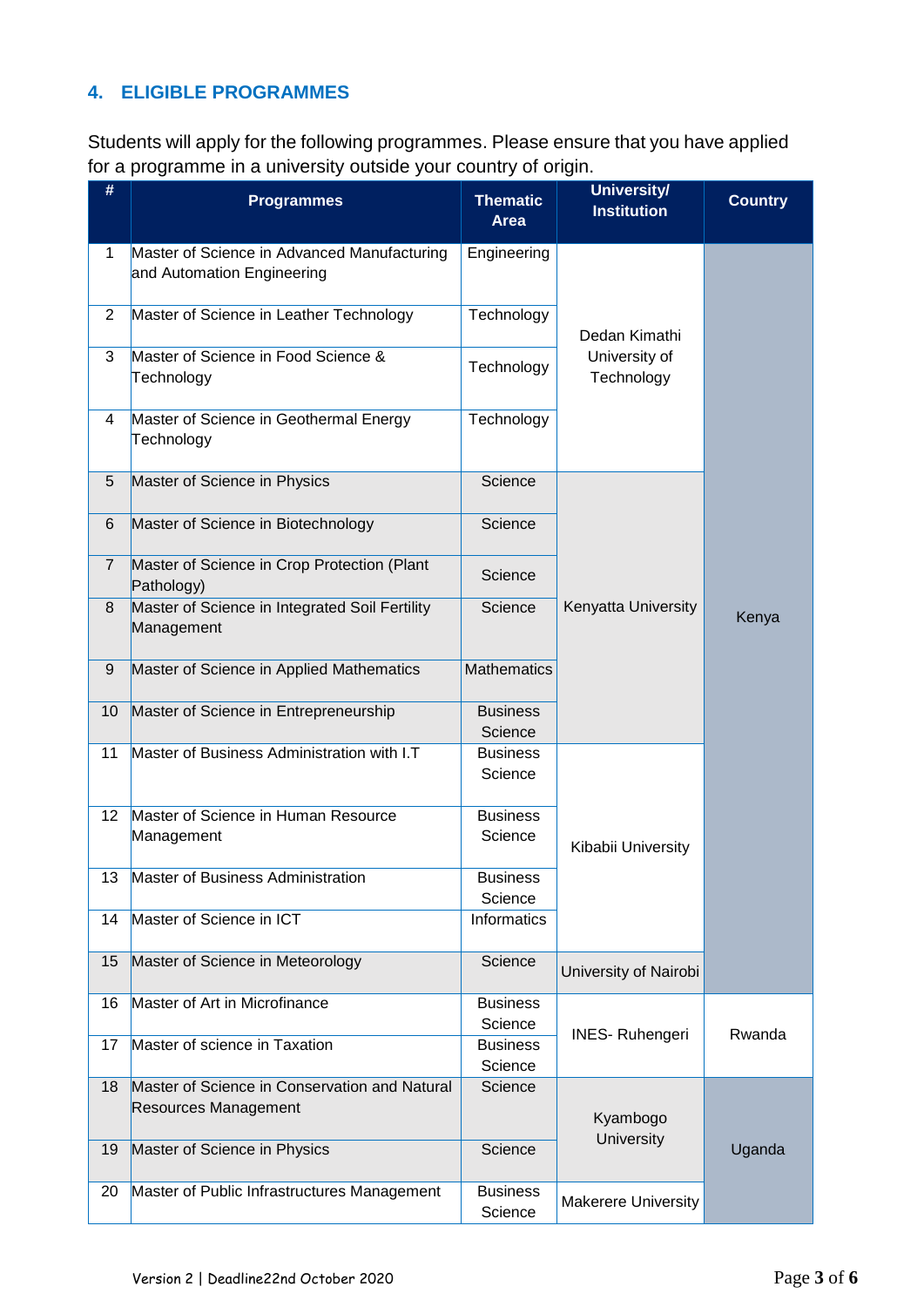## 4. ELIGIBLE PROGRAMMES

Students will apply for the following programmes. Please ensure that you have applied for a programme in a university outside your country of origin.

| # | Programmes | Thematic Area | University/ Institution | Country |
|---|---|---|---|---|
| 1 | Master of Science in Advanced Manufacturing and Automation Engineering | Engineering | Dedan Kimathi University of Technology | Kenya |
| 2 | Master of Science in Leather Technology | Technology | | |
| 3 | Master of Science in Food Science & Technology | Technology | | |
| 4 | Master of Science in Geothermal Energy Technology | Technology | | |
| 5 | Master of Science in Physics | Science | Kenyatta University | |
| 6 | Master of Science in Biotechnology | Science | | |
| 7 | Master of Science in Crop Protection (Plant Pathology) | Science | | |
| 8 | Master of Science in Integrated Soil Fertility Management | Science | | |
| 9 | Master of Science in Applied Mathematics | Mathematics | | |
| 10 | Master of Science in Entrepreneurship | Business Science | | |
| 11 | Master of Business Administration with I.T | Business Science | Kibabii University | |
| 12 | Master of Science in Human Resource Management | Business Science | | |
| 13 | Master of Business Administration | Business Science | | |
| 14 | Master of Science in ICT | Informatics | | |
| 15 | Master of Science in Meteorology | Science | University of Nairobi | |
| 16 | Master of Art in Microfinance | Business Science | INES- Ruhengeri | Rwanda |
| 17 | Master of science in Taxation | Business Science | | |
| 18 | Master of Science in Conservation and Natural Resources Management | Science | Kyambogo University | Uganda |
| 19 | Master of Science in Physics | Science | | |
| 20 | Master of Public Infrastructures Management | Business Science | Makerere University | |

Version 2 | Deadline22nd October 2020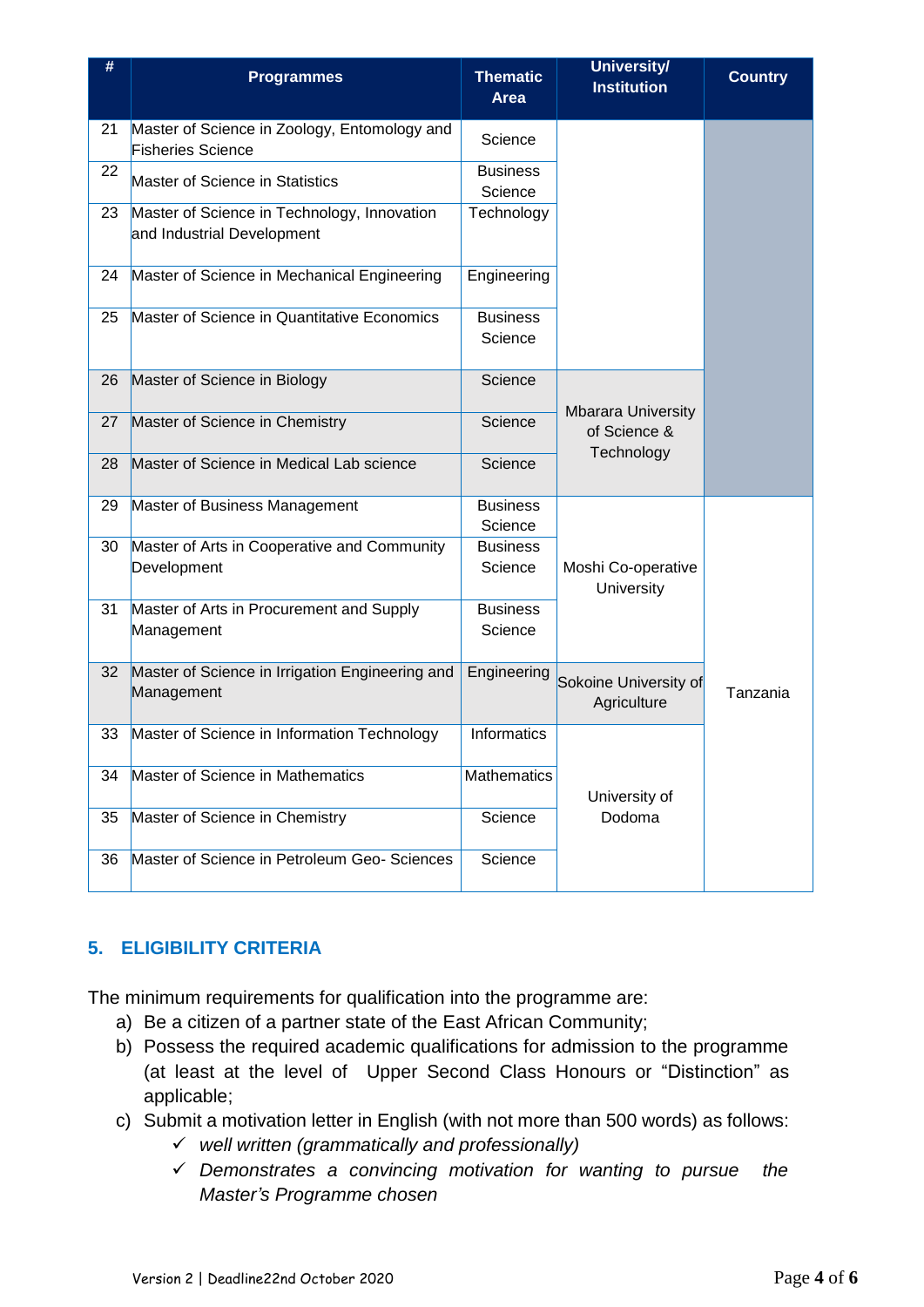| # | Programmes | Thematic Area | University/ Institution | Country |
|---|---|---|---|---|
| 21 | Master of Science in Zoology, Entomology and Fisheries Science | Science | | |
| 22 | Master of Science in Statistics | Business Science | | |
| 23 | Master of Science in Technology, Innovation and Industrial Development | Technology | | |
| 24 | Master of Science in Mechanical Engineering | Engineering | | |
| 25 | Master of Science in Quantitative Economics | Business Science | | |
| 26 | Master of Science in Biology | Science | Mbarara University of Science & Technology | |
| 27 | Master of Science in Chemistry | Science | Mbarara University of Science & Technology | |
| 28 | Master of Science in Medical Lab science | Science | Mbarara University of Science & Technology | |
| 29 | Master of Business Management | Business Science | Moshi Co-operative University | Tanzania |
| 30 | Master of Arts in Cooperative and Community Development | Business Science | Moshi Co-operative University | Tanzania |
| 31 | Master of Arts in Procurement and Supply Management | Business Science | Moshi Co-operative University | Tanzania |
| 32 | Master of Science in Irrigation Engineering and Management | Engineering | Sokoine University of Agriculture | Tanzania |
| 33 | Master of Science in Information Technology | Informatics | University of Dodoma | Tanzania |
| 34 | Master of Science in Mathematics | Mathematics | University of Dodoma | Tanzania |
| 35 | Master of Science in Chemistry | Science | University of Dodoma | Tanzania |
| 36 | Master of Science in Petroleum Geo- Sciences | Science | University of Dodoma | Tanzania |

## 5. ELIGIBILITY CRITERIA

The minimum requirements for qualification into the programme are:

a) Be a citizen of a partner state of the East African Community;
b) Possess the required academic qualifications for admission to the programme (at least at the level of Upper Second Class Honours or "Distinction" as applicable;
c) Submit a motivation letter in English (with not more than 500 words) as follows:
   - ✓ *well written (grammatically and professionally)*
   - ✓ *Demonstrates a convincing motivation for wanting to pursue the Master's Programme chosen*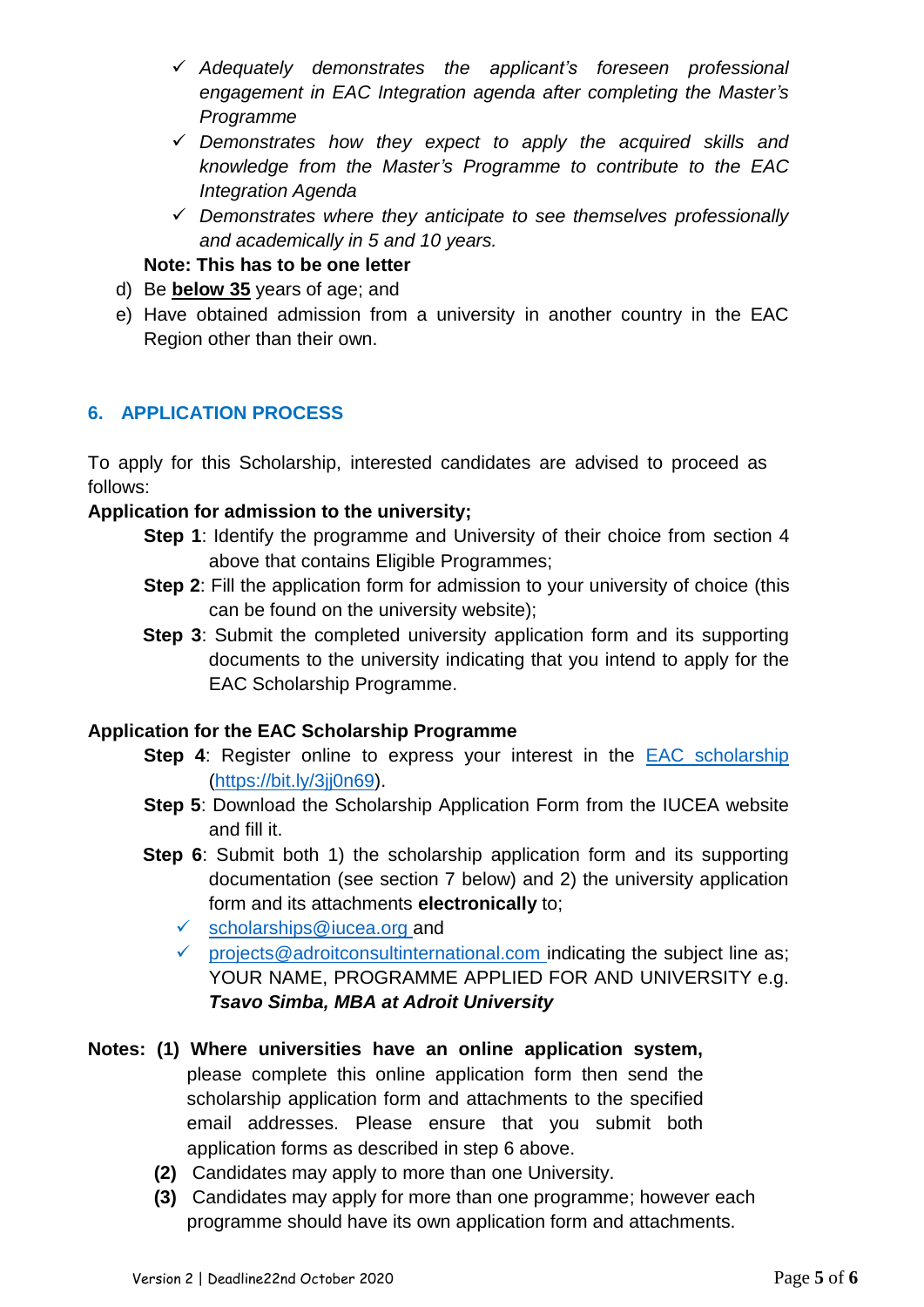- ✓ *Adequately demonstrates the applicant's foreseen professional engagement in EAC Integration agenda after completing the Master's Programme*
- ✓ *Demonstrates how they expect to apply the acquired skills and knowledge from the Master's Programme to contribute to the EAC Integration Agenda*
- ✓ *Demonstrates where they anticipate to see themselves professionally and academically in 5 and 10 years.*

**Note: This has to be one letter**

d) Be **below 35** years of age; and

e) Have obtained admission from a university in another country in the EAC Region other than their own.

## 6. APPLICATION PROCESS

To apply for this Scholarship, interested candidates are advised to proceed as follows:

**Application for admission to the university;**

**Step 1**: Identify the programme and University of their choice from section 4 above that contains Eligible Programmes;

**Step 2**: Fill the application form for admission to your university of choice (this can be found on the university website);

**Step 3**: Submit the completed university application form and its supporting documents to the university indicating that you intend to apply for the EAC Scholarship Programme.

**Application for the EAC Scholarship Programme**

**Step 4**: Register online to express your interest in the [EAC scholarship](https://bit.ly/3jj0n69) (https://bit.ly/3jj0n69).

**Step 5**: Download the Scholarship Application Form from the IUCEA website and fill it.

**Step 6**: Submit both 1) the scholarship application form and its supporting documentation (see section 7 below) and 2) the university application form and its attachments **electronically** to;

- ✓ scholarships@iucea.org and
- ✓ projects@adroitconsultinternational.com indicating the subject line as; YOUR NAME, PROGRAMME APPLIED FOR AND UNIVERSITY e.g. ***Tsavo Simba, MBA at Adroit University***

**Notes: (1) Where universities have an online application system,** please complete this online application form then send the scholarship application form and attachments to the specified email addresses. Please ensure that you submit both application forms as described in step 6 above.

**(2)** Candidates may apply to more than one University.

**(3)** Candidates may apply for more than one programme; however each programme should have its own application form and attachments.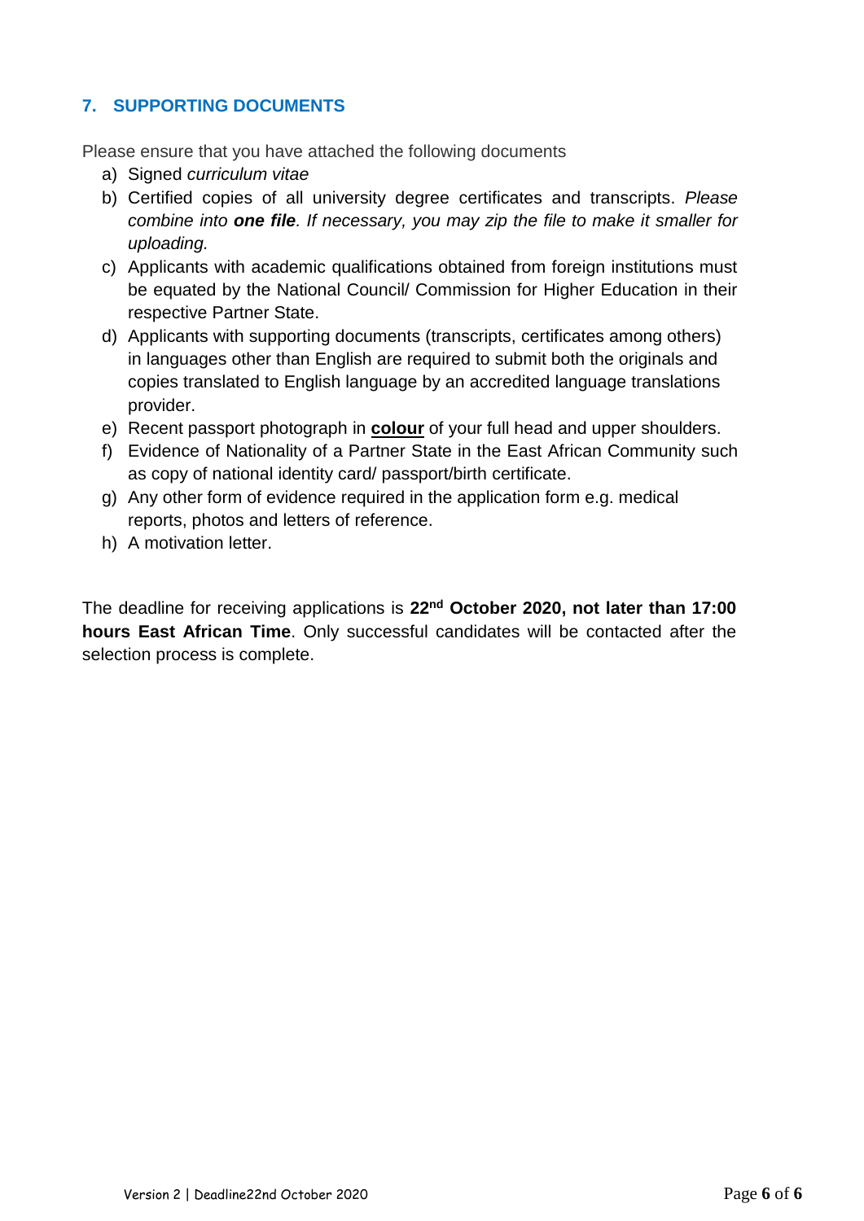## 7. SUPPORTING DOCUMENTS

Please ensure that you have attached the following documents

a) Signed *curriculum vitae*
b) Certified copies of all university degree certificates and transcripts. *Please combine into **one file**. If necessary, you may zip the file to make it smaller for uploading.*
c) Applicants with academic qualifications obtained from foreign institutions must be equated by the National Council/ Commission for Higher Education in their respective Partner State.
d) Applicants with supporting documents (transcripts, certificates among others) in languages other than English are required to submit both the originals and copies translated to English language by an accredited language translations provider.
e) Recent passport photograph in **colour** of your full head and upper shoulders.
f) Evidence of Nationality of a Partner State in the East African Community such as copy of national identity card/ passport/birth certificate.
g) Any other form of evidence required in the application form e.g. medical reports, photos and letters of reference.
h) A motivation letter.

The deadline for receiving applications is **22nd October 2020, not later than 17:00 hours East African Time**. Only successful candidates will be contacted after the selection process is complete.